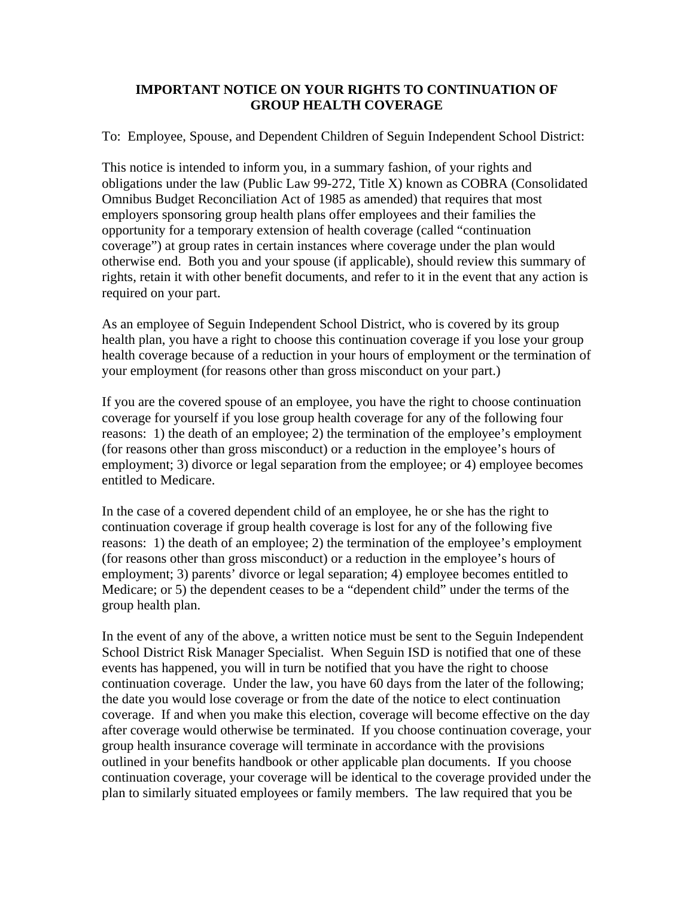# IMPORTANT NOTICE ON YOUR RIGHTS TO CONTINUATION OF GROUP HEALTH COVERAGE

To: Employee, Spouse, and Dependent Children of Seguin Independent School District:

This notice is intended to inform you, in a summary fashion, of your rights and obligations under the law (Public Law 99-272, Title X) known as COBRA (Consolidated Omnibus Budget Reconciliation Act of 1985 as amended) that requires that most employers sponsoring group health plans offer employees and their families the opportunity for a temporary extension of health coverage (called "continuation coverage") at group rates in certain instances where coverage under the plan would otherwise end. Both you and your spouse (if applicable), should review this summary of rights, retain it with other benefit documents, and refer to it in the event that any action is required on your part.

As an employee of Seguin Independent School District, who is covered by its group health plan, you have a right to choose this continuation coverage if you lose your group health coverage because of a reduction in your hours of employment or the termination of your employment (for reasons other than gross misconduct on your part.)

If you are the covered spouse of an employee, you have the right to choose continuation coverage for yourself if you lose group health coverage for any of the following four reasons: 1) the death of an employee; 2) the termination of the employee's employment (for reasons other than gross misconduct) or a reduction in the employee's hours of employment; 3) divorce or legal separation from the employee; or 4) employee becomes entitled to Medicare.

In the case of a covered dependent child of an employee, he or she has the right to continuation coverage if group health coverage is lost for any of the following five reasons: 1) the death of an employee; 2) the termination of the employee's employment (for reasons other than gross misconduct) or a reduction in the employee's hours of employment; 3) parents' divorce or legal separation; 4) employee becomes entitled to Medicare; or 5) the dependent ceases to be a "dependent child" under the terms of the group health plan.

In the event of any of the above, a written notice must be sent to the Seguin Independent School District Risk Manager Specialist. When Seguin ISD is notified that one of these events has happened, you will in turn be notified that you have the right to choose continuation coverage. Under the law, you have 60 days from the later of the following; the date you would lose coverage or from the date of the notice to elect continuation coverage. If and when you make this election, coverage will become effective on the day after coverage would otherwise be terminated. If you choose continuation coverage, your group health insurance coverage will terminate in accordance with the provisions outlined in your benefits handbook or other applicable plan documents. If you choose continuation coverage, your coverage will be identical to the coverage provided under the plan to similarly situated employees or family members. The law required that you be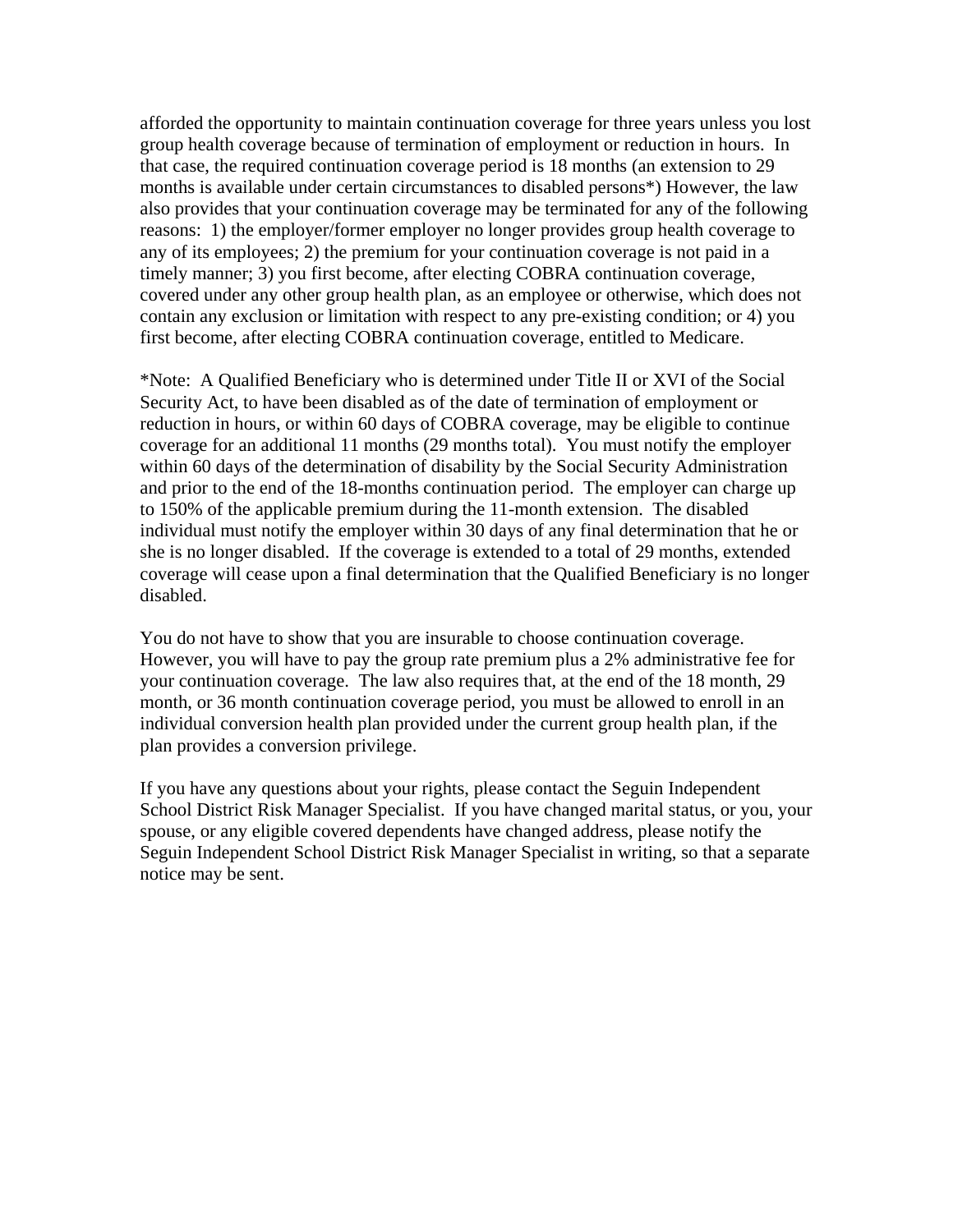afforded the opportunity to maintain continuation coverage for three years unless you lost group health coverage because of termination of employment or reduction in hours. In that case, the required continuation coverage period is 18 months (an extension to 29 months is available under certain circumstances to disabled persons*) However, the law also provides that your continuation coverage may be terminated for any of the following reasons: 1) the employer/former employer no longer provides group health coverage to any of its employees; 2) the premium for your continuation coverage is not paid in a timely manner; 3) you first become, after electing COBRA continuation coverage, covered under any other group health plan, as an employee or otherwise, which does not contain any exclusion or limitation with respect to any pre-existing condition; or 4) you first become, after electing COBRA continuation coverage, entitled to Medicare.

*Note: A Qualified Beneficiary who is determined under Title II or XVI of the Social Security Act, to have been disabled as of the date of termination of employment or reduction in hours, or within 60 days of COBRA coverage, may be eligible to continue coverage for an additional 11 months (29 months total). You must notify the employer within 60 days of the determination of disability by the Social Security Administration and prior to the end of the 18-months continuation period. The employer can charge up to 150% of the applicable premium during the 11-month extension. The disabled individual must notify the employer within 30 days of any final determination that he or she is no longer disabled. If the coverage is extended to a total of 29 months, extended coverage will cease upon a final determination that the Qualified Beneficiary is no longer disabled.

You do not have to show that you are insurable to choose continuation coverage. However, you will have to pay the group rate premium plus a 2% administrative fee for your continuation coverage. The law also requires that, at the end of the 18 month, 29 month, or 36 month continuation coverage period, you must be allowed to enroll in an individual conversion health plan provided under the current group health plan, if the plan provides a conversion privilege.

If you have any questions about your rights, please contact the Seguin Independent School District Risk Manager Specialist. If you have changed marital status, or you, your spouse, or any eligible covered dependents have changed address, please notify the Seguin Independent School District Risk Manager Specialist in writing, so that a separate notice may be sent.